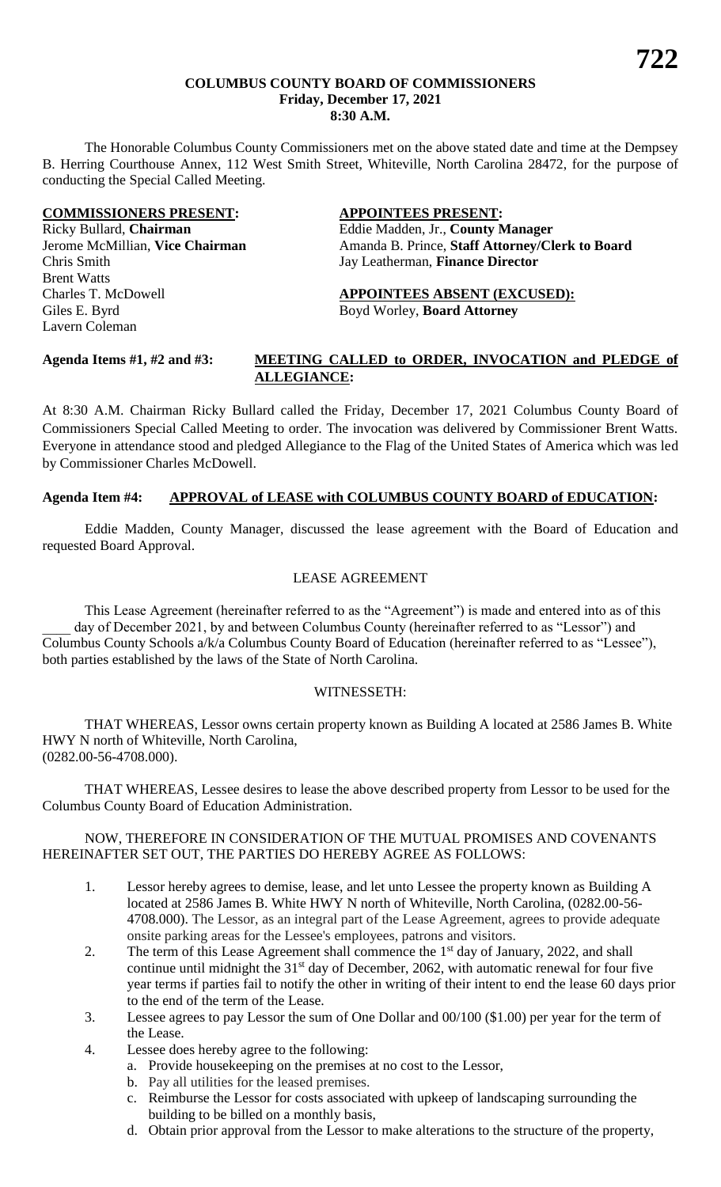**COLUMBUS COUNTY BOARD OF COMMISSIONERS**
**Friday, December 17, 2021**
**8:30 A.M.**

The Honorable Columbus County Commissioners met on the above stated date and time at the Dempsey B. Herring Courthouse Annex, 112 West Smith Street, Whiteville, North Carolina 28472, for the purpose of conducting the Special Called Meeting.

**COMMISSIONERS PRESENT:**
Ricky Bullard, **Chairman**
Jerome McMillian, **Vice Chairman**
Chris Smith
Brent Watts
Charles T. McDowell
Giles E. Byrd
Lavern Coleman

**APPOINTEES PRESENT:**
Eddie Madden, Jr., **County Manager**
Amanda B. Prince, **Staff Attorney/Clerk to Board**
Jay Leatherman, **Finance Director**

**APPOINTEES ABSENT (EXCUSED):**
Boyd Worley, **Board Attorney**

**Agenda Items #1, #2 and #3: MEETING CALLED to ORDER, INVOCATION and PLEDGE of ALLEGIANCE:**

At 8:30 A.M. Chairman Ricky Bullard called the Friday, December 17, 2021 Columbus County Board of Commissioners Special Called Meeting to order. The invocation was delivered by Commissioner Brent Watts. Everyone in attendance stood and pledged Allegiance to the Flag of the United States of America which was led by Commissioner Charles McDowell.

**Agenda Item #4: APPROVAL of LEASE with COLUMBUS COUNTY BOARD of EDUCATION:**

Eddie Madden, County Manager, discussed the lease agreement with the Board of Education and requested Board Approval.

LEASE AGREEMENT

This Lease Agreement (hereinafter referred to as the "Agreement") is made and entered into as of this \_\_\_\_ day of December 2021, by and between Columbus County (hereinafter referred to as "Lessor") and Columbus County Schools a/k/a Columbus County Board of Education (hereinafter referred to as "Lessee"), both parties established by the laws of the State of North Carolina.

WITNESSETH:

THAT WHEREAS, Lessor owns certain property known as Building A located at 2586 James B. White HWY N north of Whiteville, North Carolina, (0282.00-56-4708.000).

THAT WHEREAS, Lessee desires to lease the above described property from Lessor to be used for the Columbus County Board of Education Administration.

NOW, THEREFORE IN CONSIDERATION OF THE MUTUAL PROMISES AND COVENANTS HEREINAFTER SET OUT, THE PARTIES DO HEREBY AGREE AS FOLLOWS:

1. Lessor hereby agrees to demise, lease, and let unto Lessee the property known as Building A located at 2586 James B. White HWY N north of Whiteville, North Carolina, (0282.00-56-4708.000). The Lessor, as an integral part of the Lease Agreement, agrees to provide adequate onsite parking areas for the Lessee's employees, patrons and visitors.
2. The term of this Lease Agreement shall commence the 1st day of January, 2022, and shall continue until midnight the 31st day of December, 2062, with automatic renewal for four five year terms if parties fail to notify the other in writing of their intent to end the lease 60 days prior to the end of the term of the Lease.
3. Lessee agrees to pay Lessor the sum of One Dollar and 00/100 ($1.00) per year for the term of the Lease.
4. Lessee does hereby agree to the following:
   a. Provide housekeeping on the premises at no cost to the Lessor,
   b. Pay all utilities for the leased premises.
   c. Reimburse the Lessor for costs associated with upkeep of landscaping surrounding the building to be billed on a monthly basis,
   d. Obtain prior approval from the Lessor to make alterations to the structure of the property,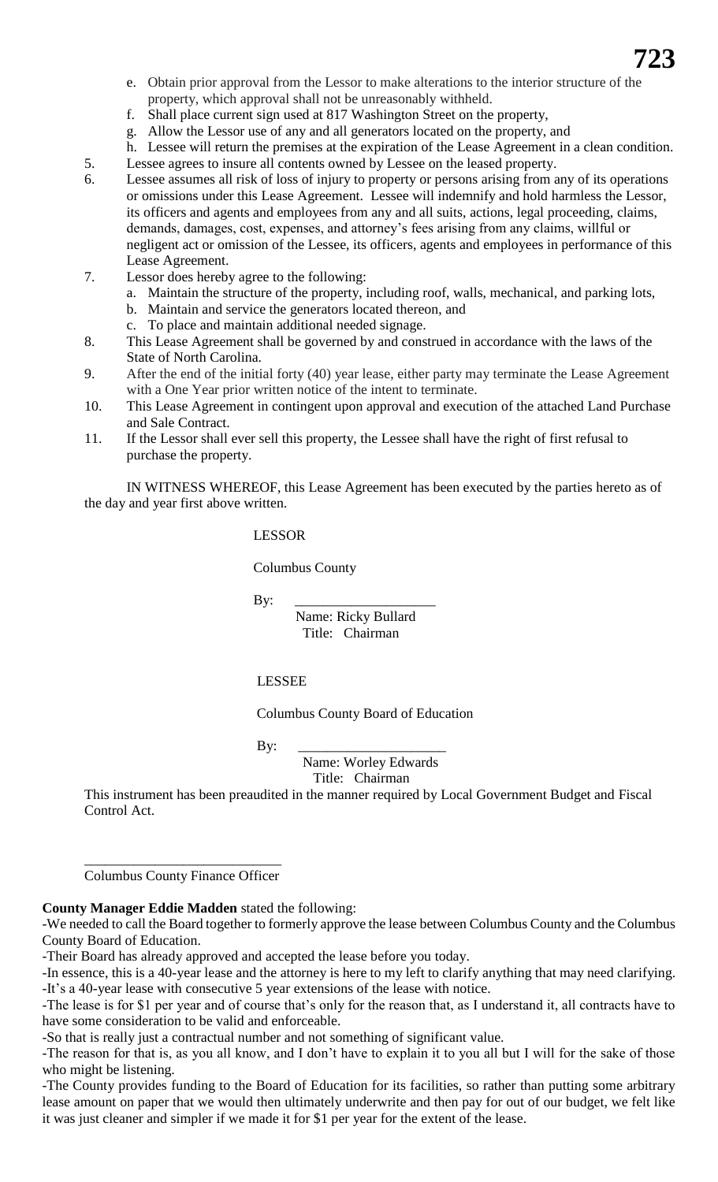e. Obtain prior approval from the Lessor to make alterations to the interior structure of the property, which approval shall not be unreasonably withheld.
f. Shall place current sign used at 817 Washington Street on the property,
g. Allow the Lessor use of any and all generators located on the property, and
h. Lessee will return the premises at the expiration of the Lease Agreement in a clean condition.

5. Lessee agrees to insure all contents owned by Lessee on the leased property.
6. Lessee assumes all risk of loss of injury to property or persons arising from any of its operations or omissions under this Lease Agreement. Lessee will indemnify and hold harmless the Lessor, its officers and agents and employees from any and all suits, actions, legal proceeding, claims, demands, damages, cost, expenses, and attorney's fees arising from any claims, willful or negligent act or omission of the Lessee, its officers, agents and employees in performance of this Lease Agreement.
7. Lessor does hereby agree to the following:
   a. Maintain the structure of the property, including roof, walls, mechanical, and parking lots,
   b. Maintain and service the generators located thereon, and
   c. To place and maintain additional needed signage.
8. This Lease Agreement shall be governed by and construed in accordance with the laws of the State of North Carolina.
9. After the end of the initial forty (40) year lease, either party may terminate the Lease Agreement with a One Year prior written notice of the intent to terminate.
10. This Lease Agreement in contingent upon approval and execution of the attached Land Purchase and Sale Contract.
11. If the Lessor shall ever sell this property, the Lessee shall have the right of first refusal to purchase the property.

IN WITNESS WHEREOF, this Lease Agreement has been executed by the parties hereto as of the day and year first above written.

LESSOR

Columbus County

By: ____________________
Name: Ricky Bullard
Title: Chairman

LESSEE

Columbus County Board of Education

By: ____________________
Name: Worley Edwards
Title: Chairman

This instrument has been preaudited in the manner required by Local Government Budget and Fiscal Control Act.

____________________________
Columbus County Finance Officer

**County Manager Eddie Madden** stated the following:
-We needed to call the Board together to formerly approve the lease between Columbus County and the Columbus County Board of Education.
-Their Board has already approved and accepted the lease before you today.
-In essence, this is a 40-year lease and the attorney is here to my left to clarify anything that may need clarifying.
-It's a 40-year lease with consecutive 5 year extensions of the lease with notice.
-The lease is for $1 per year and of course that's only for the reason that, as I understand it, all contracts have to have some consideration to be valid and enforceable.
-So that is really just a contractual number and not something of significant value.
-The reason for that is, as you all know, and I don't have to explain it to you all but I will for the sake of those who might be listening.
-The County provides funding to the Board of Education for its facilities, so rather than putting some arbitrary lease amount on paper that we would then ultimately underwrite and then pay for out of our budget, we felt like it was just cleaner and simpler if we made it for $1 per year for the extent of the lease.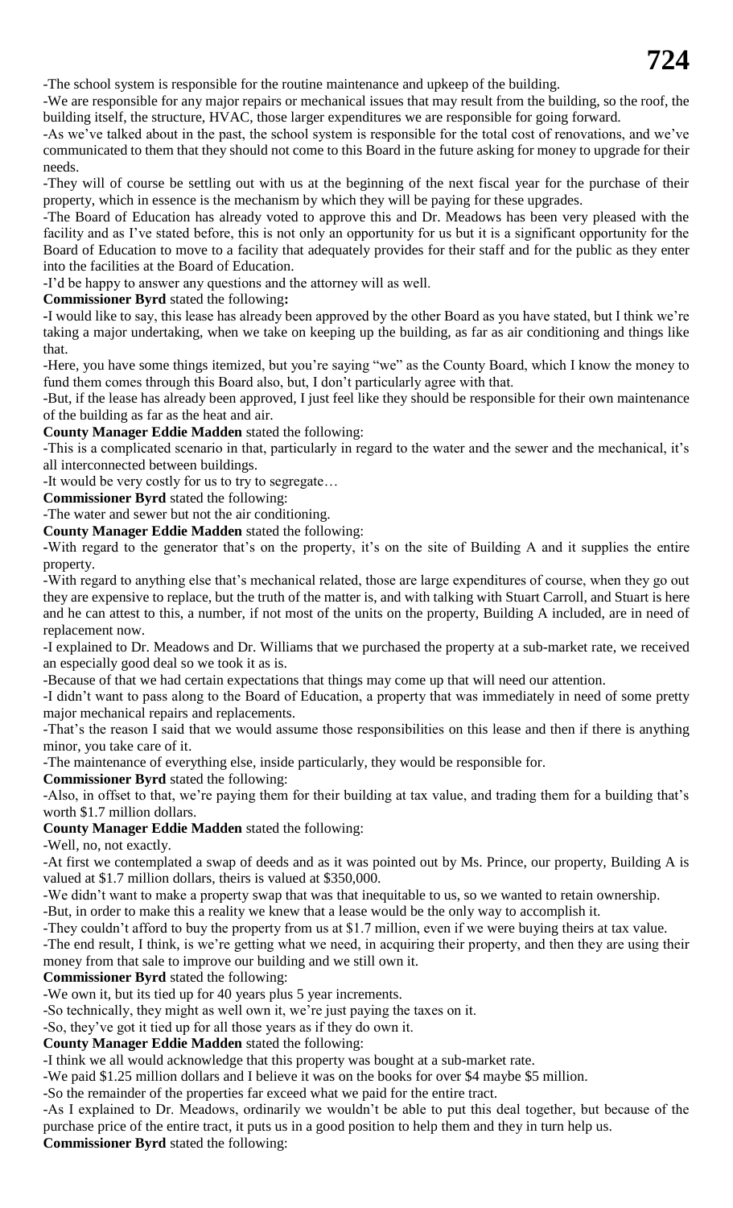-The school system is responsible for the routine maintenance and upkeep of the building.

-We are responsible for any major repairs or mechanical issues that may result from the building, so the roof, the building itself, the structure, HVAC, those larger expenditures we are responsible for going forward.

-As we've talked about in the past, the school system is responsible for the total cost of renovations, and we've communicated to them that they should not come to this Board in the future asking for money to upgrade for their needs.

-They will of course be settling out with us at the beginning of the next fiscal year for the purchase of their property, which in essence is the mechanism by which they will be paying for these upgrades.

-The Board of Education has already voted to approve this and Dr. Meadows has been very pleased with the facility and as I've stated before, this is not only an opportunity for us but it is a significant opportunity for the Board of Education to move to a facility that adequately provides for their staff and for the public as they enter into the facilities at the Board of Education.

-I'd be happy to answer any questions and the attorney will as well.

**Commissioner Byrd** stated the following**:**

-I would like to say, this lease has already been approved by the other Board as you have stated, but I think we're taking a major undertaking, when we take on keeping up the building, as far as air conditioning and things like that.

-Here, you have some things itemized, but you're saying "we" as the County Board, which I know the money to fund them comes through this Board also, but, I don't particularly agree with that.

-But, if the lease has already been approved, I just feel like they should be responsible for their own maintenance of the building as far as the heat and air.

**County Manager Eddie Madden** stated the following:

-This is a complicated scenario in that, particularly in regard to the water and the sewer and the mechanical, it's all interconnected between buildings.

-It would be very costly for us to try to segregate…

**Commissioner Byrd** stated the following:

-The water and sewer but not the air conditioning.

**County Manager Eddie Madden** stated the following:

-With regard to the generator that's on the property, it's on the site of Building A and it supplies the entire property.

-With regard to anything else that's mechanical related, those are large expenditures of course, when they go out they are expensive to replace, but the truth of the matter is, and with talking with Stuart Carroll, and Stuart is here and he can attest to this, a number, if not most of the units on the property, Building A included, are in need of replacement now.

-I explained to Dr. Meadows and Dr. Williams that we purchased the property at a sub-market rate, we received an especially good deal so we took it as is.

-Because of that we had certain expectations that things may come up that will need our attention.

-I didn't want to pass along to the Board of Education, a property that was immediately in need of some pretty major mechanical repairs and replacements.

-That's the reason I said that we would assume those responsibilities on this lease and then if there is anything minor, you take care of it.

-The maintenance of everything else, inside particularly, they would be responsible for.

**Commissioner Byrd** stated the following:

-Also, in offset to that, we're paying them for their building at tax value, and trading them for a building that's worth $1.7 million dollars.

**County Manager Eddie Madden** stated the following:

-Well, no, not exactly.

-At first we contemplated a swap of deeds and as it was pointed out by Ms. Prince, our property, Building A is valued at $1.7 million dollars, theirs is valued at $350,000.

-We didn't want to make a property swap that was that inequitable to us, so we wanted to retain ownership.

-But, in order to make this a reality we knew that a lease would be the only way to accomplish it.

-They couldn't afford to buy the property from us at $1.7 million, even if we were buying theirs at tax value.

-The end result, I think, is we're getting what we need, in acquiring their property, and then they are using their money from that sale to improve our building and we still own it.

**Commissioner Byrd** stated the following:

-We own it, but its tied up for 40 years plus 5 year increments.

-So technically, they might as well own it, we're just paying the taxes on it.

-So, they've got it tied up for all those years as if they do own it.

**County Manager Eddie Madden** stated the following:

-I think we all would acknowledge that this property was bought at a sub-market rate.

-We paid $1.25 million dollars and I believe it was on the books for over $4 maybe $5 million.

-So the remainder of the properties far exceed what we paid for the entire tract.

-As I explained to Dr. Meadows, ordinarily we wouldn't be able to put this deal together, but because of the purchase price of the entire tract, it puts us in a good position to help them and they in turn help us.

**Commissioner Byrd** stated the following: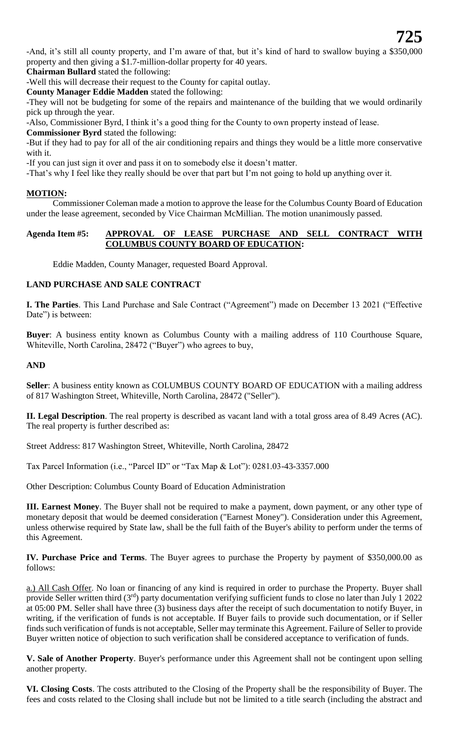-And, it's still all county property, and I'm aware of that, but it's kind of hard to swallow buying a $350,000 property and then giving a $1.7-million-dollar property for 40 years.

**Chairman Bullard** stated the following:

-Well this will decrease their request to the County for capital outlay.

**County Manager Eddie Madden** stated the following:

-They will not be budgeting for some of the repairs and maintenance of the building that we would ordinarily pick up through the year.

-Also, Commissioner Byrd, I think it's a good thing for the County to own property instead of lease.

**Commissioner Byrd** stated the following:

-But if they had to pay for all of the air conditioning repairs and things they would be a little more conservative with it.

-If you can just sign it over and pass it on to somebody else it doesn't matter.

-That's why I feel like they really should be over that part but I'm not going to hold up anything over it.

**MOTION:**

Commissioner Coleman made a motion to approve the lease for the Columbus County Board of Education under the lease agreement, seconded by Vice Chairman McMillian. The motion unanimously passed.

**Agenda Item #5: APPROVAL OF LEASE PURCHASE AND SELL CONTRACT WITH COLUMBUS COUNTY BOARD OF EDUCATION:**

Eddie Madden, County Manager, requested Board Approval.

**LAND PURCHASE AND SALE CONTRACT**

**I. The Parties**. This Land Purchase and Sale Contract ("Agreement") made on December 13 2021 ("Effective Date") is between:

**Buyer**: A business entity known as Columbus County with a mailing address of 110 Courthouse Square, Whiteville, North Carolina, 28472 ("Buyer") who agrees to buy,

**AND**

**Seller**: A business entity known as COLUMBUS COUNTY BOARD OF EDUCATION with a mailing address of 817 Washington Street, Whiteville, North Carolina, 28472 ("Seller").

**II. Legal Description**. The real property is described as vacant land with a total gross area of 8.49 Acres (AC). The real property is further described as:

Street Address: 817 Washington Street, Whiteville, North Carolina, 28472

Tax Parcel Information (i.e., "Parcel ID" or "Tax Map & Lot"): 0281.03-43-3357.000

Other Description: Columbus County Board of Education Administration

**III. Earnest Money**. The Buyer shall not be required to make a payment, down payment, or any other type of monetary deposit that would be deemed consideration ("Earnest Money"). Consideration under this Agreement, unless otherwise required by State law, shall be the full faith of the Buyer's ability to perform under the terms of this Agreement.

**IV. Purchase Price and Terms**. The Buyer agrees to purchase the Property by payment of $350,000.00 as follows:

a.) All Cash Offer. No loan or financing of any kind is required in order to purchase the Property. Buyer shall provide Seller written third (3rd) party documentation verifying sufficient funds to close no later than July 1 2022 at 05:00 PM. Seller shall have three (3) business days after the receipt of such documentation to notify Buyer, in writing, if the verification of funds is not acceptable. If Buyer fails to provide such documentation, or if Seller finds such verification of funds is not acceptable, Seller may terminate this Agreement. Failure of Seller to provide Buyer written notice of objection to such verification shall be considered acceptance to verification of funds.

**V. Sale of Another Property**. Buyer's performance under this Agreement shall not be contingent upon selling another property.

**VI. Closing Costs**. The costs attributed to the Closing of the Property shall be the responsibility of Buyer. The fees and costs related to the Closing shall include but not be limited to a title search (including the abstract and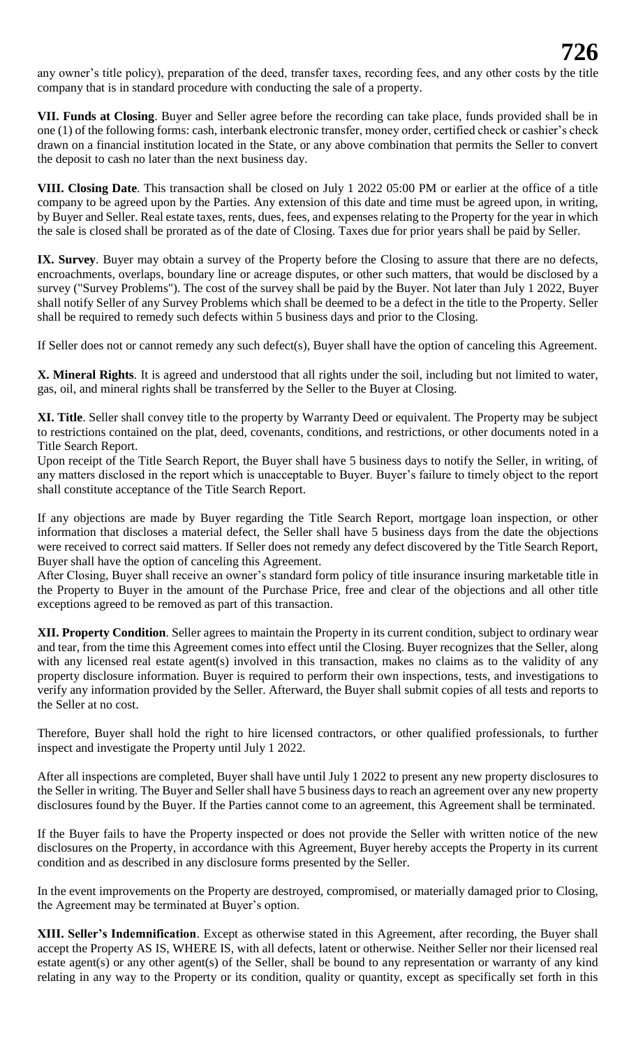any owner's title policy), preparation of the deed, transfer taxes, recording fees, and any other costs by the title company that is in standard procedure with conducting the sale of a property.

**VII. Funds at Closing**. Buyer and Seller agree before the recording can take place, funds provided shall be in one (1) of the following forms: cash, interbank electronic transfer, money order, certified check or cashier's check drawn on a financial institution located in the State, or any above combination that permits the Seller to convert the deposit to cash no later than the next business day.

**VIII. Closing Date**. This transaction shall be closed on July 1 2022 05:00 PM or earlier at the office of a title company to be agreed upon by the Parties. Any extension of this date and time must be agreed upon, in writing, by Buyer and Seller. Real estate taxes, rents, dues, fees, and expenses relating to the Property for the year in which the sale is closed shall be prorated as of the date of Closing. Taxes due for prior years shall be paid by Seller.

**IX. Survey**. Buyer may obtain a survey of the Property before the Closing to assure that there are no defects, encroachments, overlaps, boundary line or acreage disputes, or other such matters, that would be disclosed by a survey ("Survey Problems"). The cost of the survey shall be paid by the Buyer. Not later than July 1 2022, Buyer shall notify Seller of any Survey Problems which shall be deemed to be a defect in the title to the Property. Seller shall be required to remedy such defects within 5 business days and prior to the Closing.

If Seller does not or cannot remedy any such defect(s), Buyer shall have the option of canceling this Agreement.

**X. Mineral Rights**. It is agreed and understood that all rights under the soil, including but not limited to water, gas, oil, and mineral rights shall be transferred by the Seller to the Buyer at Closing.

**XI. Title**. Seller shall convey title to the property by Warranty Deed or equivalent. The Property may be subject to restrictions contained on the plat, deed, covenants, conditions, and restrictions, or other documents noted in a Title Search Report.

Upon receipt of the Title Search Report, the Buyer shall have 5 business days to notify the Seller, in writing, of any matters disclosed in the report which is unacceptable to Buyer. Buyer's failure to timely object to the report shall constitute acceptance of the Title Search Report.

If any objections are made by Buyer regarding the Title Search Report, mortgage loan inspection, or other information that discloses a material defect, the Seller shall have 5 business days from the date the objections were received to correct said matters. If Seller does not remedy any defect discovered by the Title Search Report, Buyer shall have the option of canceling this Agreement.

After Closing, Buyer shall receive an owner's standard form policy of title insurance insuring marketable title in the Property to Buyer in the amount of the Purchase Price, free and clear of the objections and all other title exceptions agreed to be removed as part of this transaction.

**XII. Property Condition**. Seller agrees to maintain the Property in its current condition, subject to ordinary wear and tear, from the time this Agreement comes into effect until the Closing. Buyer recognizes that the Seller, along with any licensed real estate agent(s) involved in this transaction, makes no claims as to the validity of any property disclosure information. Buyer is required to perform their own inspections, tests, and investigations to verify any information provided by the Seller. Afterward, the Buyer shall submit copies of all tests and reports to the Seller at no cost.

Therefore, Buyer shall hold the right to hire licensed contractors, or other qualified professionals, to further inspect and investigate the Property until July 1 2022.

After all inspections are completed, Buyer shall have until July 1 2022 to present any new property disclosures to the Seller in writing. The Buyer and Seller shall have 5 business days to reach an agreement over any new property disclosures found by the Buyer. If the Parties cannot come to an agreement, this Agreement shall be terminated.

If the Buyer fails to have the Property inspected or does not provide the Seller with written notice of the new disclosures on the Property, in accordance with this Agreement, Buyer hereby accepts the Property in its current condition and as described in any disclosure forms presented by the Seller.

In the event improvements on the Property are destroyed, compromised, or materially damaged prior to Closing, the Agreement may be terminated at Buyer's option.

**XIII. Seller's Indemnification**. Except as otherwise stated in this Agreement, after recording, the Buyer shall accept the Property AS IS, WHERE IS, with all defects, latent or otherwise. Neither Seller nor their licensed real estate agent(s) or any other agent(s) of the Seller, shall be bound to any representation or warranty of any kind relating in any way to the Property or its condition, quality or quantity, except as specifically set forth in this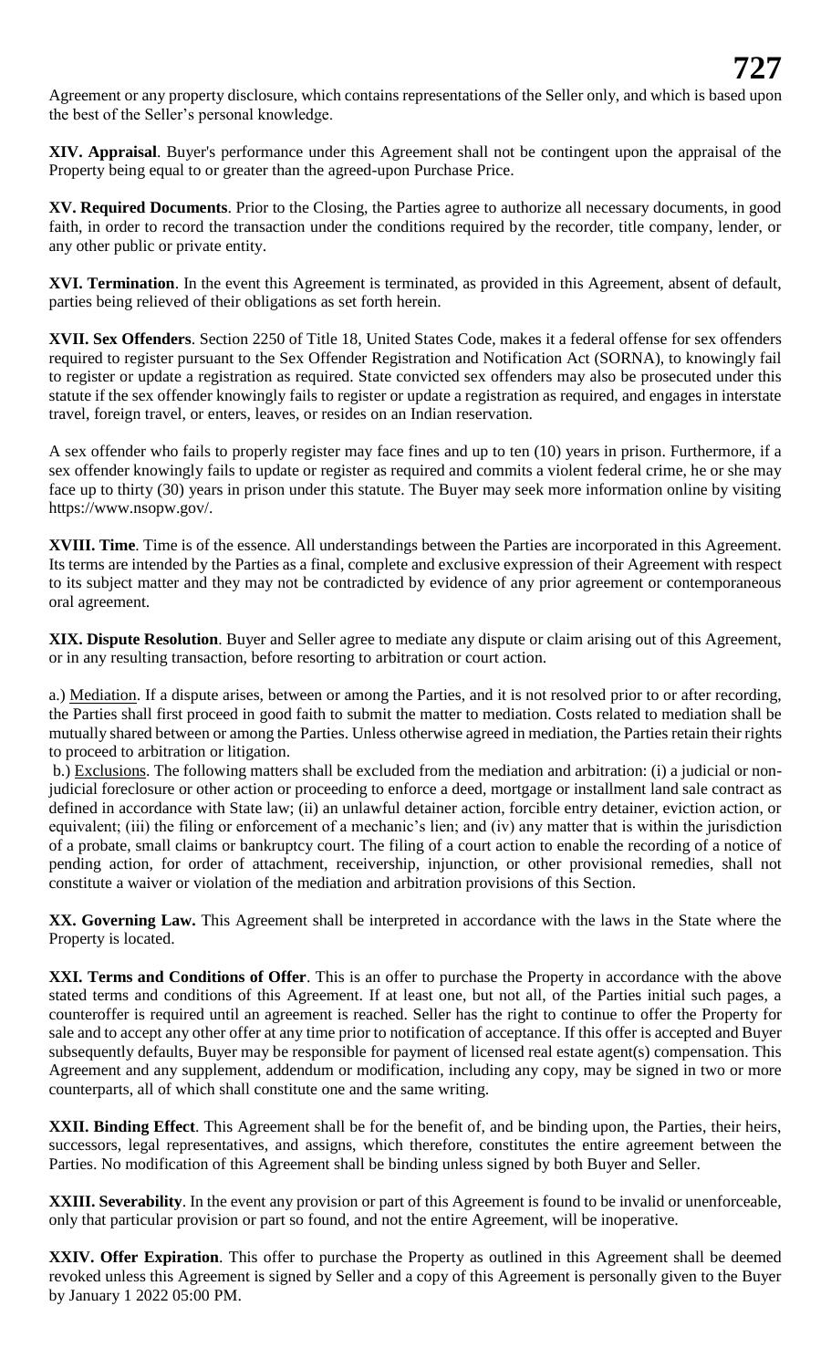Agreement or any property disclosure, which contains representations of the Seller only, and which is based upon the best of the Seller's personal knowledge.

**XIV. Appraisal**. Buyer's performance under this Agreement shall not be contingent upon the appraisal of the Property being equal to or greater than the agreed-upon Purchase Price.

**XV. Required Documents**. Prior to the Closing, the Parties agree to authorize all necessary documents, in good faith, in order to record the transaction under the conditions required by the recorder, title company, lender, or any other public or private entity.

**XVI. Termination**. In the event this Agreement is terminated, as provided in this Agreement, absent of default, parties being relieved of their obligations as set forth herein.

**XVII. Sex Offenders**. Section 2250 of Title 18, United States Code, makes it a federal offense for sex offenders required to register pursuant to the Sex Offender Registration and Notification Act (SORNA), to knowingly fail to register or update a registration as required. State convicted sex offenders may also be prosecuted under this statute if the sex offender knowingly fails to register or update a registration as required, and engages in interstate travel, foreign travel, or enters, leaves, or resides on an Indian reservation.

A sex offender who fails to properly register may face fines and up to ten (10) years in prison. Furthermore, if a sex offender knowingly fails to update or register as required and commits a violent federal crime, he or she may face up to thirty (30) years in prison under this statute. The Buyer may seek more information online by visiting https://www.nsopw.gov/.

**XVIII. Time**. Time is of the essence. All understandings between the Parties are incorporated in this Agreement. Its terms are intended by the Parties as a final, complete and exclusive expression of their Agreement with respect to its subject matter and they may not be contradicted by evidence of any prior agreement or contemporaneous oral agreement.

**XIX. Dispute Resolution**. Buyer and Seller agree to mediate any dispute or claim arising out of this Agreement, or in any resulting transaction, before resorting to arbitration or court action.

a.) Mediation. If a dispute arises, between or among the Parties, and it is not resolved prior to or after recording, the Parties shall first proceed in good faith to submit the matter to mediation. Costs related to mediation shall be mutually shared between or among the Parties. Unless otherwise agreed in mediation, the Parties retain their rights to proceed to arbitration or litigation.

b.) Exclusions. The following matters shall be excluded from the mediation and arbitration: (i) a judicial or non-judicial foreclosure or other action or proceeding to enforce a deed, mortgage or installment land sale contract as defined in accordance with State law; (ii) an unlawful detainer action, forcible entry detainer, eviction action, or equivalent; (iii) the filing or enforcement of a mechanic's lien; and (iv) any matter that is within the jurisdiction of a probate, small claims or bankruptcy court. The filing of a court action to enable the recording of a notice of pending action, for order of attachment, receivership, injunction, or other provisional remedies, shall not constitute a waiver or violation of the mediation and arbitration provisions of this Section.

**XX. Governing Law.** This Agreement shall be interpreted in accordance with the laws in the State where the Property is located.

**XXI. Terms and Conditions of Offer**. This is an offer to purchase the Property in accordance with the above stated terms and conditions of this Agreement. If at least one, but not all, of the Parties initial such pages, a counteroffer is required until an agreement is reached. Seller has the right to continue to offer the Property for sale and to accept any other offer at any time prior to notification of acceptance. If this offer is accepted and Buyer subsequently defaults, Buyer may be responsible for payment of licensed real estate agent(s) compensation. This Agreement and any supplement, addendum or modification, including any copy, may be signed in two or more counterparts, all of which shall constitute one and the same writing.

**XXII. Binding Effect**. This Agreement shall be for the benefit of, and be binding upon, the Parties, their heirs, successors, legal representatives, and assigns, which therefore, constitutes the entire agreement between the Parties. No modification of this Agreement shall be binding unless signed by both Buyer and Seller.

**XXIII. Severability**. In the event any provision or part of this Agreement is found to be invalid or unenforceable, only that particular provision or part so found, and not the entire Agreement, will be inoperative.

**XXIV. Offer Expiration**. This offer to purchase the Property as outlined in this Agreement shall be deemed revoked unless this Agreement is signed by Seller and a copy of this Agreement is personally given to the Buyer by January 1 2022 05:00 PM.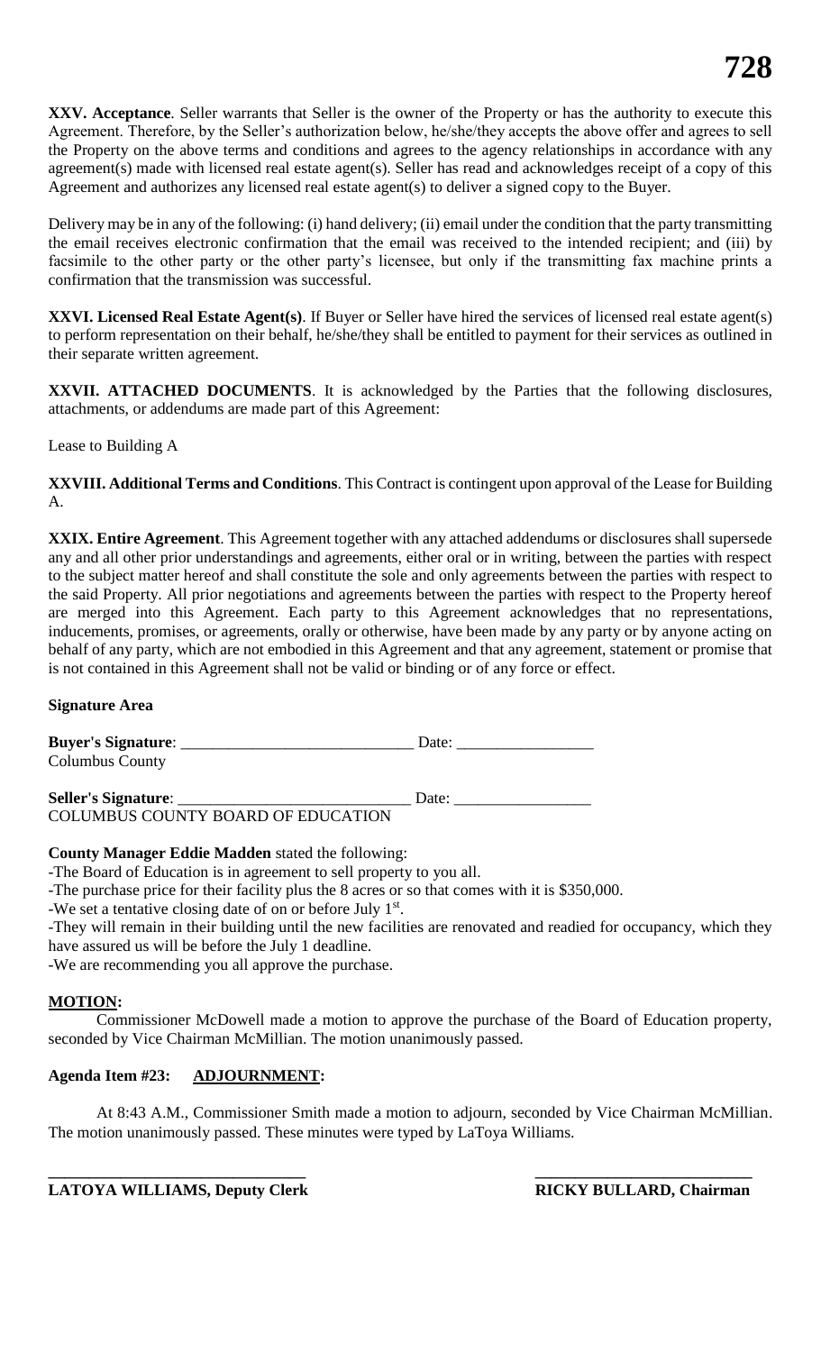**XXV. Acceptance**. Seller warrants that Seller is the owner of the Property or has the authority to execute this Agreement. Therefore, by the Seller's authorization below, he/she/they accepts the above offer and agrees to sell the Property on the above terms and conditions and agrees to the agency relationships in accordance with any agreement(s) made with licensed real estate agent(s). Seller has read and acknowledges receipt of a copy of this Agreement and authorizes any licensed real estate agent(s) to deliver a signed copy to the Buyer.

Delivery may be in any of the following: (i) hand delivery; (ii) email under the condition that the party transmitting the email receives electronic confirmation that the email was received to the intended recipient; and (iii) by facsimile to the other party or the other party's licensee, but only if the transmitting fax machine prints a confirmation that the transmission was successful.

**XXVI. Licensed Real Estate Agent(s)**. If Buyer or Seller have hired the services of licensed real estate agent(s) to perform representation on their behalf, he/she/they shall be entitled to payment for their services as outlined in their separate written agreement.

**XXVII. ATTACHED DOCUMENTS**. It is acknowledged by the Parties that the following disclosures, attachments, or addendums are made part of this Agreement:

Lease to Building A

**XXVIII. Additional Terms and Conditions**. This Contract is contingent upon approval of the Lease for Building A.

**XXIX. Entire Agreement**. This Agreement together with any attached addendums or disclosures shall supersede any and all other prior understandings and agreements, either oral or in writing, between the parties with respect to the subject matter hereof and shall constitute the sole and only agreements between the parties with respect to the said Property. All prior negotiations and agreements between the parties with respect to the Property hereof are merged into this Agreement. Each party to this Agreement acknowledges that no representations, inducements, promises, or agreements, orally or otherwise, have been made by any party or by anyone acting on behalf of any party, which are not embodied in this Agreement and that any agreement, statement or promise that is not contained in this Agreement shall not be valid or binding or of any force or effect.

**Signature Area**

**Buyer's Signature**: ____________________________ Date: ________________
Columbus County

**Seller's Signature**: ____________________________ Date: ________________
COLUMBUS COUNTY BOARD OF EDUCATION

**County Manager Eddie Madden** stated the following:

-The Board of Education is in agreement to sell property to you all.
-The purchase price for their facility plus the 8 acres or so that comes with it is $350,000.
-We set a tentative closing date of on or before July 1st.
-They will remain in their building until the new facilities are renovated and readied for occupancy, which they have assured us will be before the July 1 deadline.
-We are recommending you all approve the purchase.

**MOTION:**

Commissioner McDowell made a motion to approve the purchase of the Board of Education property, seconded by Vice Chairman McMillian. The motion unanimously passed.

**Agenda Item #23: ADJOURNMENT:**

At 8:43 A.M., Commissioner Smith made a motion to adjourn, seconded by Vice Chairman McMillian. The motion unanimously passed. These minutes were typed by LaToya Williams.

**LATOYA WILLIAMS, Deputy Clerk** **RICKY BULLARD, Chairman**